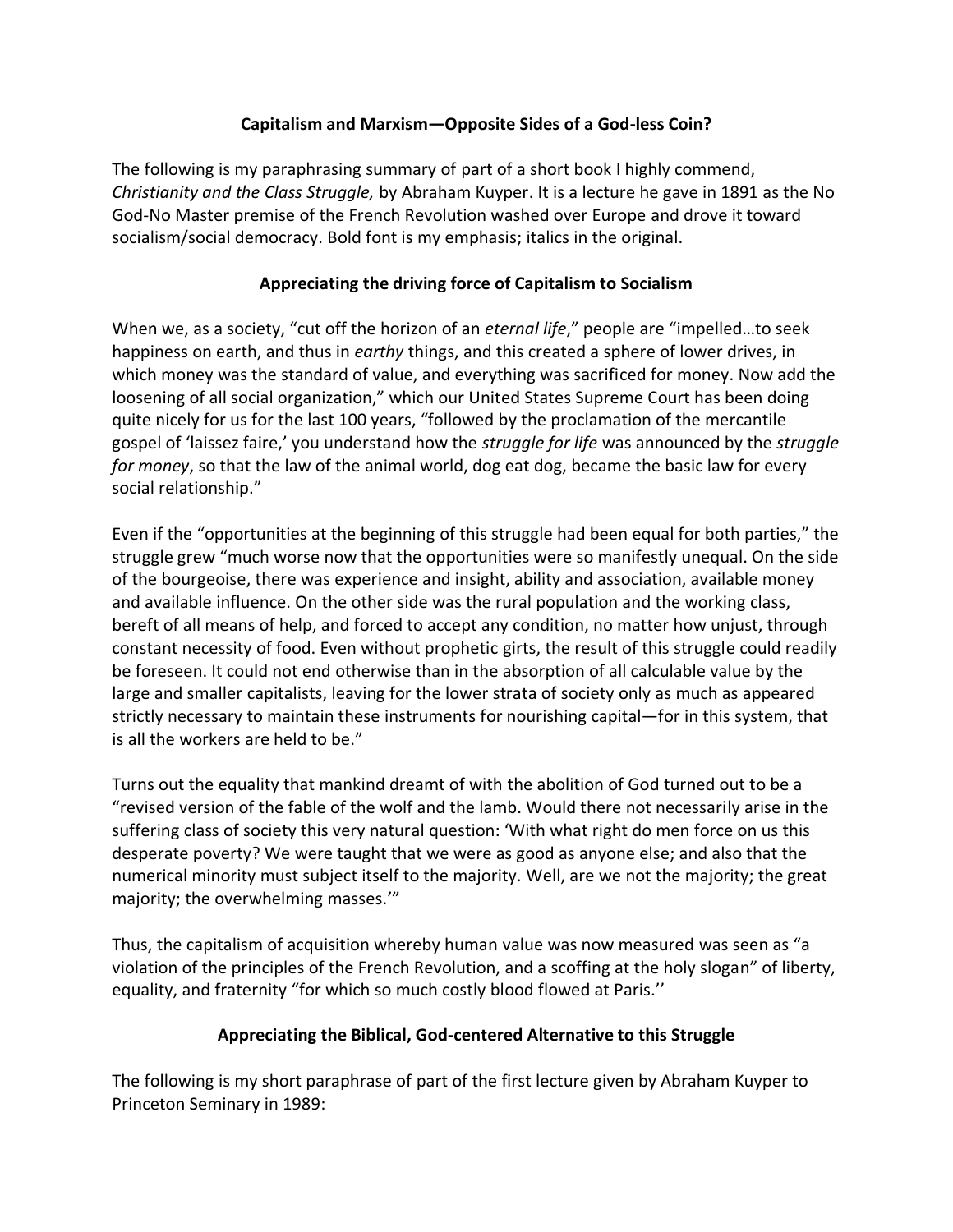## Capitalism and Marxism—Opposite Sides of a God-less Coin?

The following is my paraphrasing summary of part of a short book I highly commend, *Christianity and the Class Struggle,* by Abraham Kuyper. It is a lecture he gave in 1891 as the No God-No Master premise of the French Revolution washed over Europe and drove it toward socialism/social democracy. Bold font is my emphasis; italics in the original.

### Appreciating the driving force of Capitalism to Socialism

When we, as a society, "cut off the horizon of an *eternal life*," people are "impelled…to seek happiness on earth, and thus in *earthy* things, and this created a sphere of lower drives, in which money was the standard of value, and everything was sacrificed for money. Now add the loosening of all social organization," which our United States Supreme Court has been doing quite nicely for us for the last 100 years, "followed by the proclamation of the mercantile gospel of 'laissez faire,' you understand how the *struggle for life* was announced by the *struggle for money*, so that the law of the animal world, dog eat dog, became the basic law for every social relationship."

Even if the "opportunities at the beginning of this struggle had been equal for both parties," the struggle grew "much worse now that the opportunities were so manifestly unequal. On the side of the bourgeoise, there was experience and insight, ability and association, available money and available influence. On the other side was the rural population and the working class, bereft of all means of help, and forced to accept any condition, no matter how unjust, through constant necessity of food. Even without prophetic girts, the result of this struggle could readily be foreseen. It could not end otherwise than in the absorption of all calculable value by the large and smaller capitalists, leaving for the lower strata of society only as much as appeared strictly necessary to maintain these instruments for nourishing capital—for in this system, that is all the workers are held to be."

Turns out the equality that mankind dreamt of with the abolition of God turned out to be a "revised version of the fable of the wolf and the lamb. Would there not necessarily arise in the suffering class of society this very natural question: 'With what right do men force on us this desperate poverty? We were taught that we were as good as anyone else; and also that the numerical minority must subject itself to the majority. Well, are we not the majority; the great majority; the overwhelming masses.'"

Thus, the capitalism of acquisition whereby human value was now measured was seen as "a violation of the principles of the French Revolution, and a scoffing at the holy slogan" of liberty, equality, and fraternity "for which so much costly blood flowed at Paris.''

### Appreciating the Biblical, God-centered Alternative to this Struggle

The following is my short paraphrase of part of the first lecture given by Abraham Kuyper to Princeton Seminary in 1989: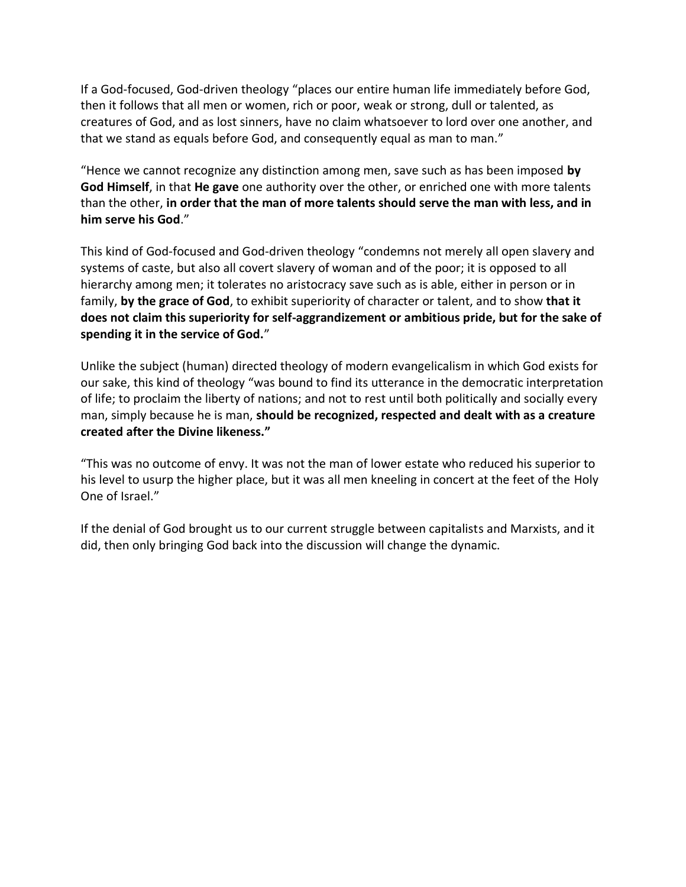If a God-focused, God-driven theology "places our entire human life immediately before God, then it follows that all men or women, rich or poor, weak or strong, dull or talented, as creatures of God, and as lost sinners, have no claim whatsoever to lord over one another, and that we stand as equals before God, and consequently equal as man to man."

"Hence we cannot recognize any distinction among men, save such as has been imposed **by God Himself**, in that **He gave** one authority over the other, or enriched one with more talents than the other, **in order that the man of more talents should serve the man with less, and in him serve his God**."

This kind of God-focused and God-driven theology "condemns not merely all open slavery and systems of caste, but also all covert slavery of woman and of the poor; it is opposed to all hierarchy among men; it tolerates no aristocracy save such as is able, either in person or in family, **by the grace of God**, to exhibit superiority of character or talent, and to show **that it does not claim this superiority for self-aggrandizement or ambitious pride, but for the sake of spending it in the service of God.**"

Unlike the subject (human) directed theology of modern evangelicalism in which God exists for our sake, this kind of theology "was bound to find its utterance in the democratic interpretation of life; to proclaim the liberty of nations; and not to rest until both politically and socially every man, simply because he is man, **should be recognized, respected and dealt with as a creature created after the Divine likeness."**

"This was no outcome of envy. It was not the man of lower estate who reduced his superior to his level to usurp the higher place, but it was all men kneeling in concert at the feet of the Holy One of Israel."

If the denial of God brought us to our current struggle between capitalists and Marxists, and it did, then only bringing God back into the discussion will change the dynamic.